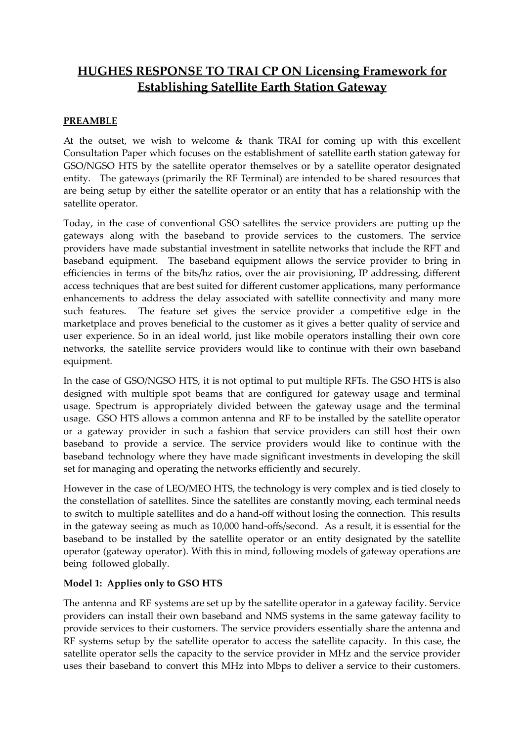# HUGHES RESPONSE TO TRAI CP ON Licensing Framework for Establishing Satellite Earth Station Gateway

## PREAMBLE

At the outset, we wish to welcome & thank TRAI for coming up with this excellent Consultation Paper which focuses on the establishment of satellite earth station gateway for GSO/NGSO HTS by the satellite operator themselves or by a satellite operator designated entity. The gateways (primarily the RF Terminal) are intended to be shared resources that are being setup by either the satellite operator or an entity that has a relationship with the satellite operator.

Today, in the case of conventional GSO satellites the service providers are putting up the gateways along with the baseband to provide services to the customers. The service providers have made substantial investment in satellite networks that include the RFT and baseband equipment. The baseband equipment allows the service provider to bring in efficiencies in terms of the bits/hz ratios, over the air provisioning, IP addressing, different access techniques that are best suited for different customer applications, many performance enhancements to address the delay associated with satellite connectivity and many more such features. The feature set gives the service provider a competitive edge in the marketplace and proves beneficial to the customer as it gives a better quality of service and user experience. So in an ideal world, just like mobile operators installing their own core networks, the satellite service providers would like to continue with their own baseband equipment.

In the case of GSO/NGSO HTS, it is not optimal to put multiple RFTs. The GSO HTS is also designed with multiple spot beams that are configured for gateway usage and terminal usage. Spectrum is appropriately divided between the gateway usage and the terminal usage. GSO HTS allows a common antenna and RF to be installed by the satellite operator or a gateway provider in such a fashion that service providers can still host their own baseband to provide a service. The service providers would like to continue with the baseband technology where they have made significant investments in developing the skill set for managing and operating the networks efficiently and securely.

However in the case of LEO/MEO HTS, the technology is very complex and is tied closely to the constellation of satellites. Since the satellites are constantly moving, each terminal needs to switch to multiple satellites and do a hand-off without losing the connection. This results in the gateway seeing as much as 10,000 hand-offs/second. As a result, it is essential for the baseband to be installed by the satellite operator or an entity designated by the satellite operator (gateway operator). With this in mind, following models of gateway operations are being followed globally.

**Model 1: Applies only to GSO HTS**

The antenna and RF systems are set up by the satellite operator in a gateway facility. Service providers can install their own baseband and NMS systems in the same gateway facility to provide services to their customers. The service providers essentially share the antenna and RF systems setup by the satellite operator to access the satellite capacity. In this case, the satellite operator sells the capacity to the service provider in MHz and the service provider uses their baseband to convert this MHz into Mbps to deliver a service to their customers.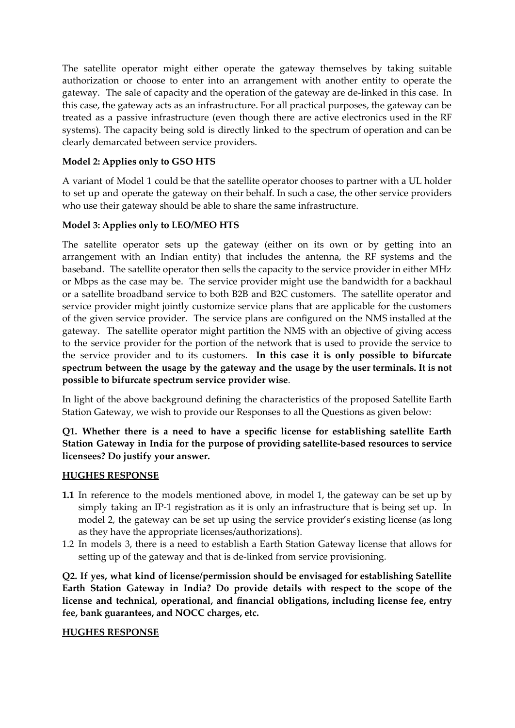The satellite operator might either operate the gateway themselves by taking suitable authorization or choose to enter into an arrangement with another entity to operate the gateway. The sale of capacity and the operation of the gateway are de-linked in this case. In this case, the gateway acts as an infrastructure. For all practical purposes, the gateway can be treated as a passive infrastructure (even though there are active electronics used in the RF systems). The capacity being sold is directly linked to the spectrum of operation and can be clearly demarcated between service providers.

**Model 2: Applies only to GSO HTS**

A variant of Model 1 could be that the satellite operator chooses to partner with a UL holder to set up and operate the gateway on their behalf. In such a case, the other service providers who use their gateway should be able to share the same infrastructure.

**Model 3: Applies only to LEO/MEO HTS**

The satellite operator sets up the gateway (either on its own or by getting into an arrangement with an Indian entity) that includes the antenna, the RF systems and the baseband. The satellite operator then sells the capacity to the service provider in either MHz or Mbps as the case may be. The service provider might use the bandwidth for a backhaul or a satellite broadband service to both B2B and B2C customers. The satellite operator and service provider might jointly customize service plans that are applicable for the customers of the given service provider. The service plans are configured on the NMS installed at the gateway. The satellite operator might partition the NMS with an objective of giving access to the service provider for the portion of the network that is used to provide the service to the service provider and to its customers. **In this case it is only possible to bifurcate spectrum between the usage by the gateway and the usage by the user terminals. It is not possible to bifurcate spectrum service provider wise**.

In light of the above background defining the characteristics of the proposed Satellite Earth Station Gateway, we wish to provide our Responses to all the Questions as given below:

**Q1. Whether there is a need to have a specific license for establishing satellite Earth Station Gateway in India for the purpose of providing satellite-based resources to service licensees? Do justify your answer.**

**HUGHES RESPONSE**

**1.1** In reference to the models mentioned above, in model 1, the gateway can be set up by simply taking an IP-1 registration as it is only an infrastructure that is being set up. In model 2, the gateway can be set up using the service provider's existing license (as long as they have the appropriate licenses/authorizations).

1.2 In models 3, there is a need to establish a Earth Station Gateway license that allows for setting up of the gateway and that is de-linked from service provisioning.

**Q2. If yes, what kind of license/permission should be envisaged for establishing Satellite Earth Station Gateway in India? Do provide details with respect to the scope of the license and technical, operational, and financial obligations, including license fee, entry fee, bank guarantees, and NOCC charges, etc.**

**HUGHES RESPONSE**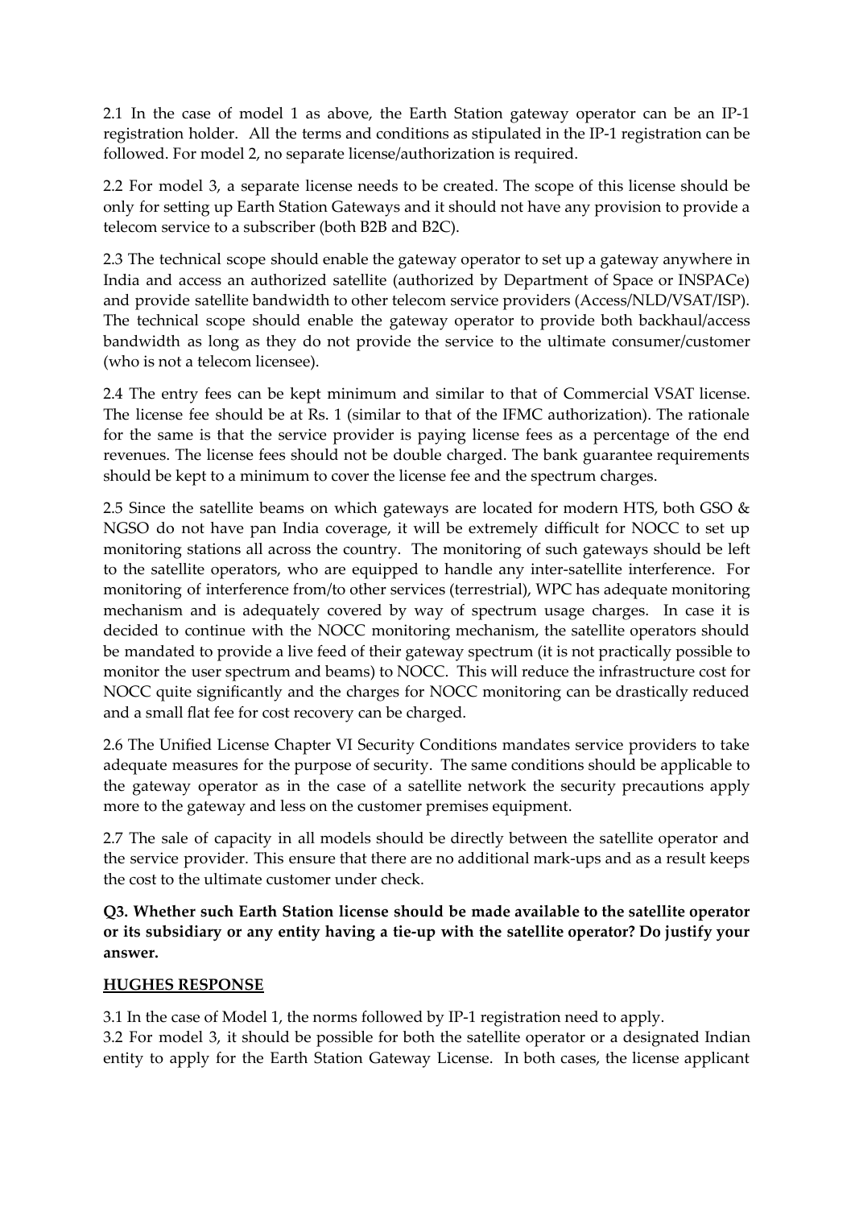2.1 In the case of model 1 as above, the Earth Station gateway operator can be an IP-1 registration holder. All the terms and conditions as stipulated in the IP-1 registration can be followed. For model 2, no separate license/authorization is required.

2.2 For model 3, a separate license needs to be created. The scope of this license should be only for setting up Earth Station Gateways and it should not have any provision to provide a telecom service to a subscriber (both B2B and B2C).

2.3 The technical scope should enable the gateway operator to set up a gateway anywhere in India and access an authorized satellite (authorized by Department of Space or INSPACe) and provide satellite bandwidth to other telecom service providers (Access/NLD/VSAT/ISP). The technical scope should enable the gateway operator to provide both backhaul/access bandwidth as long as they do not provide the service to the ultimate consumer/customer (who is not a telecom licensee).

2.4 The entry fees can be kept minimum and similar to that of Commercial VSAT license. The license fee should be at Rs. 1 (similar to that of the IFMC authorization). The rationale for the same is that the service provider is paying license fees as a percentage of the end revenues. The license fees should not be double charged. The bank guarantee requirements should be kept to a minimum to cover the license fee and the spectrum charges.

2.5 Since the satellite beams on which gateways are located for modern HTS, both GSO & NGSO do not have pan India coverage, it will be extremely difficult for NOCC to set up monitoring stations all across the country. The monitoring of such gateways should be left to the satellite operators, who are equipped to handle any inter-satellite interference. For monitoring of interference from/to other services (terrestrial), WPC has adequate monitoring mechanism and is adequately covered by way of spectrum usage charges. In case it is decided to continue with the NOCC monitoring mechanism, the satellite operators should be mandated to provide a live feed of their gateway spectrum (it is not practically possible to monitor the user spectrum and beams) to NOCC. This will reduce the infrastructure cost for NOCC quite significantly and the charges for NOCC monitoring can be drastically reduced and a small flat fee for cost recovery can be charged.

2.6 The Unified License Chapter VI Security Conditions mandates service providers to take adequate measures for the purpose of security. The same conditions should be applicable to the gateway operator as in the case of a satellite network the security precautions apply more to the gateway and less on the customer premises equipment.

2.7 The sale of capacity in all models should be directly between the satellite operator and the service provider. This ensure that there are no additional mark-ups and as a result keeps the cost to the ultimate customer under check.

**Q3. Whether such Earth Station license should be made available to the satellite operator or its subsidiary or any entity having a tie-up with the satellite operator? Do justify your answer.**

**HUGHES RESPONSE**

3.1 In the case of Model 1, the norms followed by IP-1 registration need to apply.
3.2 For model 3, it should be possible for both the satellite operator or a designated Indian entity to apply for the Earth Station Gateway License. In both cases, the license applicant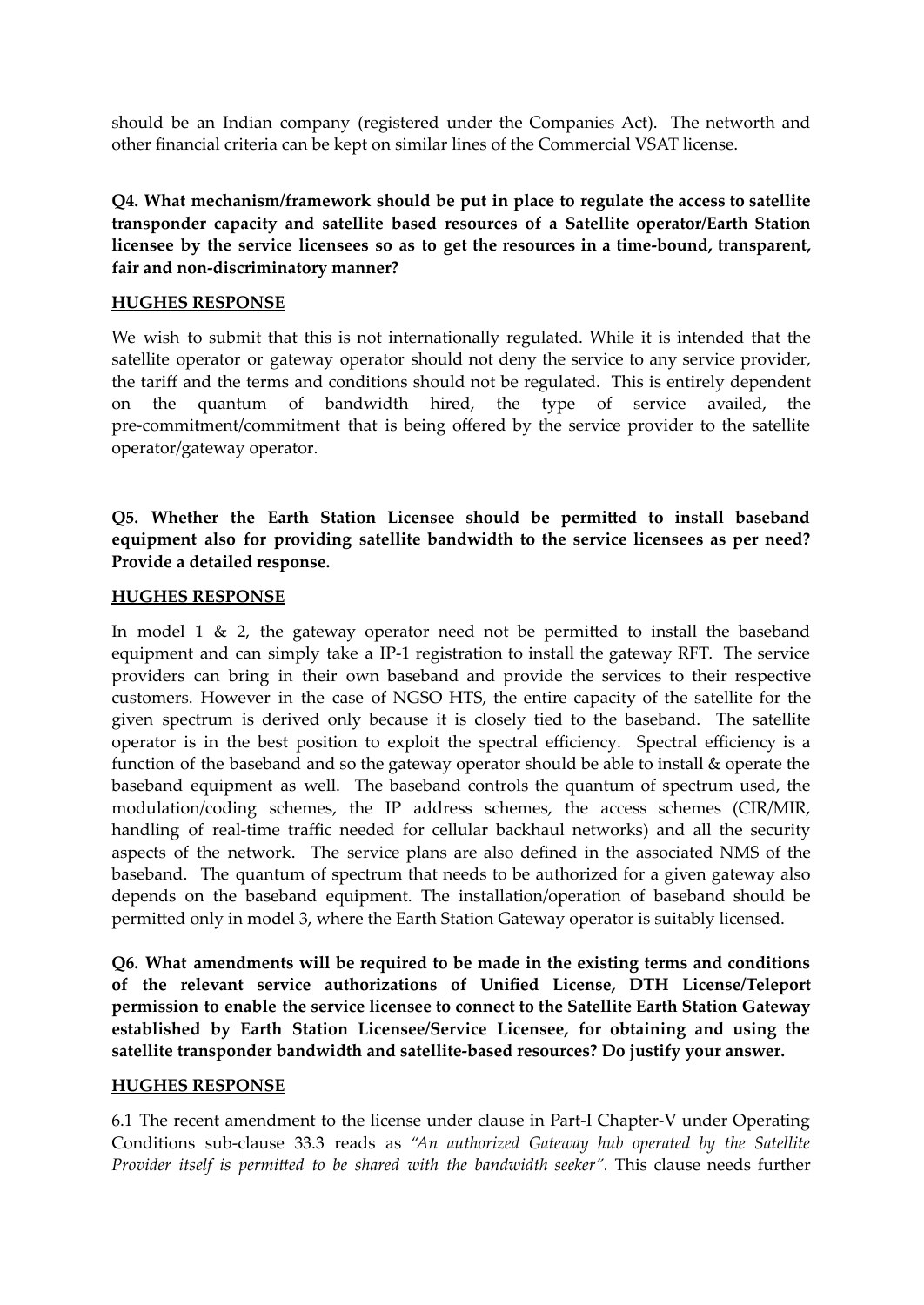should be an Indian company (registered under the Companies Act). The networth and other financial criteria can be kept on similar lines of the Commercial VSAT license.

**Q4. What mechanism/framework should be put in place to regulate the access to satellite transponder capacity and satellite based resources of a Satellite operator/Earth Station licensee by the service licensees so as to get the resources in a time-bound, transparent, fair and non-discriminatory manner?**

**HUGHES RESPONSE**

We wish to submit that this is not internationally regulated. While it is intended that the satellite operator or gateway operator should not deny the service to any service provider, the tariff and the terms and conditions should not be regulated. This is entirely dependent on the quantum of bandwidth hired, the type of service availed, the pre-commitment/commitment that is being offered by the service provider to the satellite operator/gateway operator.

**Q5. Whether the Earth Station Licensee should be permitted to install baseband equipment also for providing satellite bandwidth to the service licensees as per need? Provide a detailed response.**

**HUGHES RESPONSE**

In model 1 & 2, the gateway operator need not be permitted to install the baseband equipment and can simply take a IP-1 registration to install the gateway RFT. The service providers can bring in their own baseband and provide the services to their respective customers. However in the case of NGSO HTS, the entire capacity of the satellite for the given spectrum is derived only because it is closely tied to the baseband. The satellite operator is in the best position to exploit the spectral efficiency. Spectral efficiency is a function of the baseband and so the gateway operator should be able to install & operate the baseband equipment as well. The baseband controls the quantum of spectrum used, the modulation/coding schemes, the IP address schemes, the access schemes (CIR/MIR, handling of real-time traffic needed for cellular backhaul networks) and all the security aspects of the network. The service plans are also defined in the associated NMS of the baseband. The quantum of spectrum that needs to be authorized for a given gateway also depends on the baseband equipment. The installation/operation of baseband should be permitted only in model 3, where the Earth Station Gateway operator is suitably licensed.

**Q6. What amendments will be required to be made in the existing terms and conditions of the relevant service authorizations of Unified License, DTH License/Teleport permission to enable the service licensee to connect to the Satellite Earth Station Gateway established by Earth Station Licensee/Service Licensee, for obtaining and using the satellite transponder bandwidth and satellite-based resources? Do justify your answer.**

**HUGHES RESPONSE**

6.1 The recent amendment to the license under clause in Part-I Chapter-V under Operating Conditions sub-clause 33.3 reads as *"An authorized Gateway hub operated by the Satellite Provider itself is permitted to be shared with the bandwidth seeker"*. This clause needs further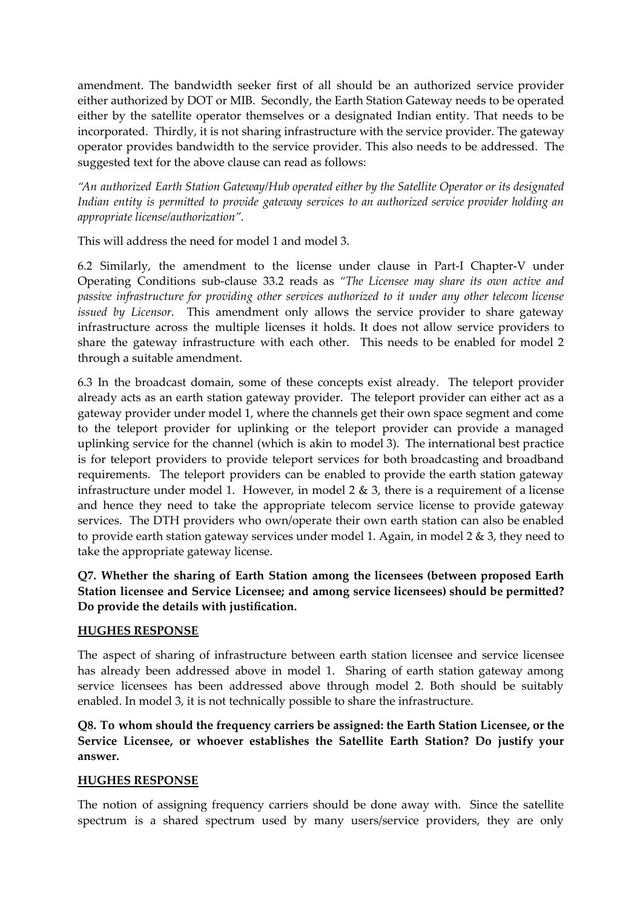amendment. The bandwidth seeker first of all should be an authorized service provider either authorized by DOT or MIB. Secondly, the Earth Station Gateway needs to be operated either by the satellite operator themselves or a designated Indian entity. That needs to be incorporated. Thirdly, it is not sharing infrastructure with the service provider. The gateway operator provides bandwidth to the service provider. This also needs to be addressed. The suggested text for the above clause can read as follows:

*"An authorized Earth Station Gateway/Hub operated either by the Satellite Operator or its designated Indian entity is permitted to provide gateway services to an authorized service provider holding an appropriate license/authorization".*

This will address the need for model 1 and model 3.

6.2 Similarly, the amendment to the license under clause in Part-I Chapter-V under Operating Conditions sub-clause 33.2 reads as *"The Licensee may share its own active and passive infrastructure for providing other services authorized to it under any other telecom license issued by Licensor.* This amendment only allows the service provider to share gateway infrastructure across the multiple licenses it holds. It does not allow service providers to share the gateway infrastructure with each other. This needs to be enabled for model 2 through a suitable amendment.

6.3 In the broadcast domain, some of these concepts exist already. The teleport provider already acts as an earth station gateway provider. The teleport provider can either act as a gateway provider under model 1, where the channels get their own space segment and come to the teleport provider for uplinking or the teleport provider can provide a managed uplinking service for the channel (which is akin to model 3). The international best practice is for teleport providers to provide teleport services for both broadcasting and broadband requirements. The teleport providers can be enabled to provide the earth station gateway infrastructure under model 1. However, in model 2 & 3, there is a requirement of a license and hence they need to take the appropriate telecom service license to provide gateway services. The DTH providers who own/operate their own earth station can also be enabled to provide earth station gateway services under model 1. Again, in model 2 & 3, they need to take the appropriate gateway license.

**Q7. Whether the sharing of Earth Station among the licensees (between proposed Earth Station licensee and Service Licensee; and among service licensees) should be permitted? Do provide the details with justification.**

**HUGHES RESPONSE**

The aspect of sharing of infrastructure between earth station licensee and service licensee has already been addressed above in model 1. Sharing of earth station gateway among service licensees has been addressed above through model 2. Both should be suitably enabled. In model 3, it is not technically possible to share the infrastructure.

**Q8. To whom should the frequency carriers be assigned: the Earth Station Licensee, or the Service Licensee, or whoever establishes the Satellite Earth Station? Do justify your answer.**

**HUGHES RESPONSE**

The notion of assigning frequency carriers should be done away with. Since the satellite spectrum is a shared spectrum used by many users/service providers, they are only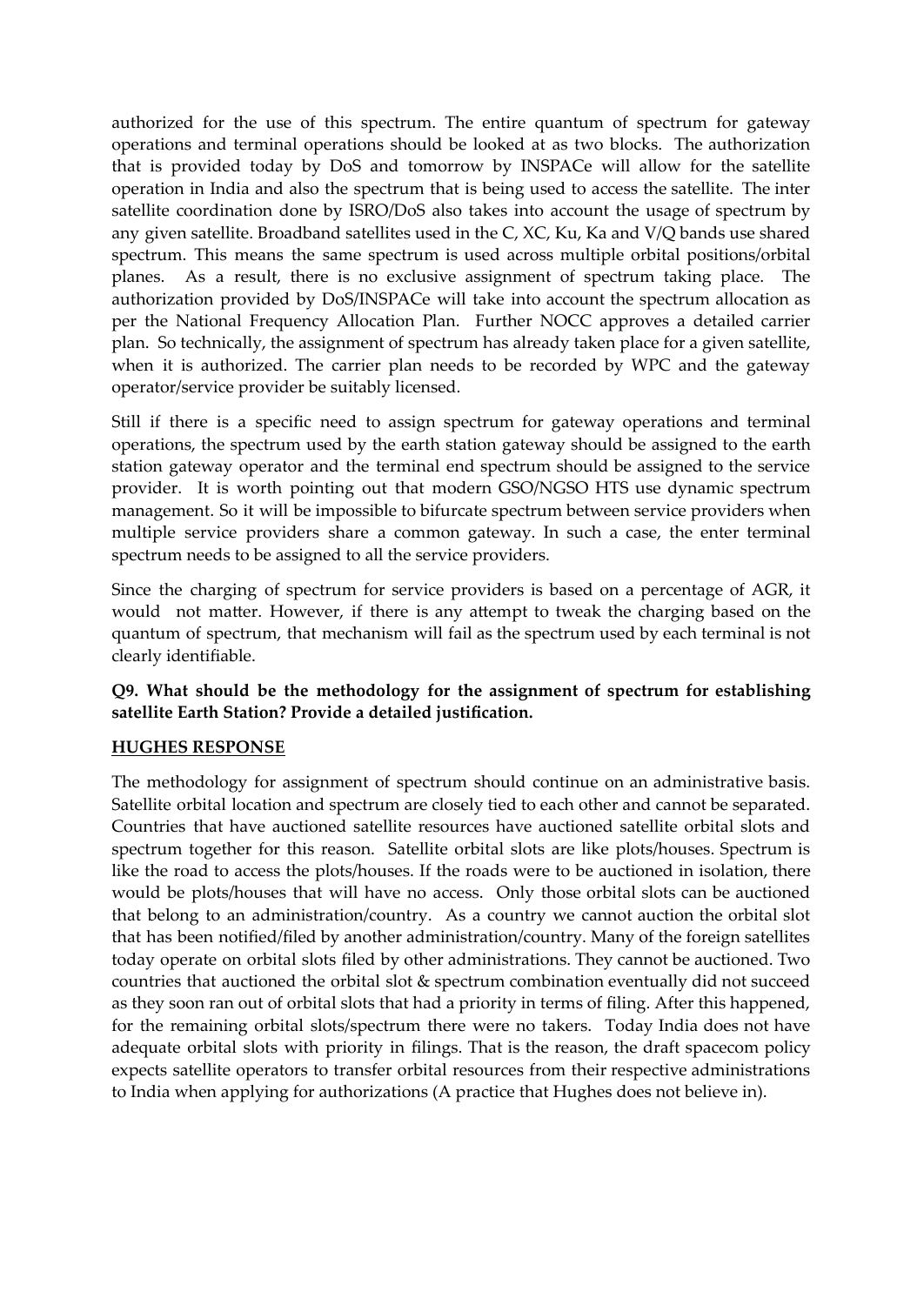authorized for the use of this spectrum. The entire quantum of spectrum for gateway operations and terminal operations should be looked at as two blocks. The authorization that is provided today by DoS and tomorrow by INSPACe will allow for the satellite operation in India and also the spectrum that is being used to access the satellite. The inter satellite coordination done by ISRO/DoS also takes into account the usage of spectrum by any given satellite. Broadband satellites used in the C, XC, Ku, Ka and V/Q bands use shared spectrum. This means the same spectrum is used across multiple orbital positions/orbital planes. As a result, there is no exclusive assignment of spectrum taking place. The authorization provided by DoS/INSPACe will take into account the spectrum allocation as per the National Frequency Allocation Plan. Further NOCC approves a detailed carrier plan. So technically, the assignment of spectrum has already taken place for a given satellite, when it is authorized. The carrier plan needs to be recorded by WPC and the gateway operator/service provider be suitably licensed.

Still if there is a specific need to assign spectrum for gateway operations and terminal operations, the spectrum used by the earth station gateway should be assigned to the earth station gateway operator and the terminal end spectrum should be assigned to the service provider. It is worth pointing out that modern GSO/NGSO HTS use dynamic spectrum management. So it will be impossible to bifurcate spectrum between service providers when multiple service providers share a common gateway. In such a case, the enter terminal spectrum needs to be assigned to all the service providers.

Since the charging of spectrum for service providers is based on a percentage of AGR, it would not matter. However, if there is any attempt to tweak the charging based on the quantum of spectrum, that mechanism will fail as the spectrum used by each terminal is not clearly identifiable.

**Q9. What should be the methodology for the assignment of spectrum for establishing satellite Earth Station? Provide a detailed justification.**

**HUGHES RESPONSE**

The methodology for assignment of spectrum should continue on an administrative basis. Satellite orbital location and spectrum are closely tied to each other and cannot be separated. Countries that have auctioned satellite resources have auctioned satellite orbital slots and spectrum together for this reason. Satellite orbital slots are like plots/houses. Spectrum is like the road to access the plots/houses. If the roads were to be auctioned in isolation, there would be plots/houses that will have no access. Only those orbital slots can be auctioned that belong to an administration/country. As a country we cannot auction the orbital slot that has been notified/filed by another administration/country. Many of the foreign satellites today operate on orbital slots filed by other administrations. They cannot be auctioned. Two countries that auctioned the orbital slot & spectrum combination eventually did not succeed as they soon ran out of orbital slots that had a priority in terms of filing. After this happened, for the remaining orbital slots/spectrum there were no takers. Today India does not have adequate orbital slots with priority in filings. That is the reason, the draft spacecom policy expects satellite operators to transfer orbital resources from their respective administrations to India when applying for authorizations (A practice that Hughes does not believe in).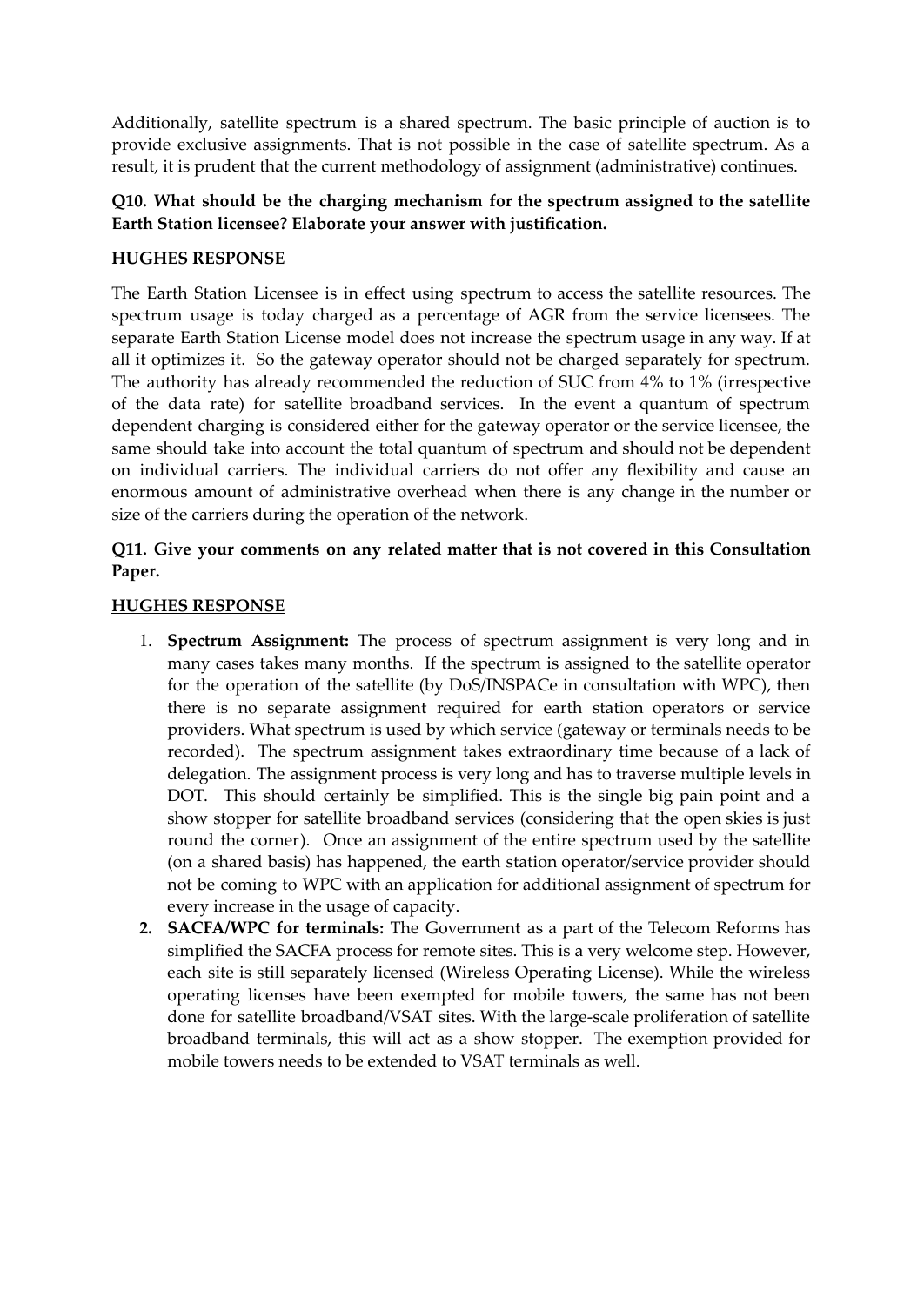Additionally, satellite spectrum is a shared spectrum. The basic principle of auction is to provide exclusive assignments. That is not possible in the case of satellite spectrum. As a result, it is prudent that the current methodology of assignment (administrative) continues.

**Q10. What should be the charging mechanism for the spectrum assigned to the satellite Earth Station licensee? Elaborate your answer with justification.**

**HUGHES RESPONSE**

The Earth Station Licensee is in effect using spectrum to access the satellite resources. The spectrum usage is today charged as a percentage of AGR from the service licensees. The separate Earth Station License model does not increase the spectrum usage in any way. If at all it optimizes it. So the gateway operator should not be charged separately for spectrum. The authority has already recommended the reduction of SUC from 4% to 1% (irrespective of the data rate) for satellite broadband services. In the event a quantum of spectrum dependent charging is considered either for the gateway operator or the service licensee, the same should take into account the total quantum of spectrum and should not be dependent on individual carriers. The individual carriers do not offer any flexibility and cause an enormous amount of administrative overhead when there is any change in the number or size of the carriers during the operation of the network.

**Q11. Give your comments on any related matter that is not covered in this Consultation Paper.**

**HUGHES RESPONSE**

1. **Spectrum Assignment:** The process of spectrum assignment is very long and in many cases takes many months. If the spectrum is assigned to the satellite operator for the operation of the satellite (by DoS/INSPACe in consultation with WPC), then there is no separate assignment required for earth station operators or service providers. What spectrum is used by which service (gateway or terminals needs to be recorded). The spectrum assignment takes extraordinary time because of a lack of delegation. The assignment process is very long and has to traverse multiple levels in DOT. This should certainly be simplified. This is the single big pain point and a show stopper for satellite broadband services (considering that the open skies is just round the corner). Once an assignment of the entire spectrum used by the satellite (on a shared basis) has happened, the earth station operator/service provider should not be coming to WPC with an application for additional assignment of spectrum for every increase in the usage of capacity.
2. **SACFA/WPC for terminals:** The Government as a part of the Telecom Reforms has simplified the SACFA process for remote sites. This is a very welcome step. However, each site is still separately licensed (Wireless Operating License). While the wireless operating licenses have been exempted for mobile towers, the same has not been done for satellite broadband/VSAT sites. With the large-scale proliferation of satellite broadband terminals, this will act as a show stopper. The exemption provided for mobile towers needs to be extended to VSAT terminals as well.